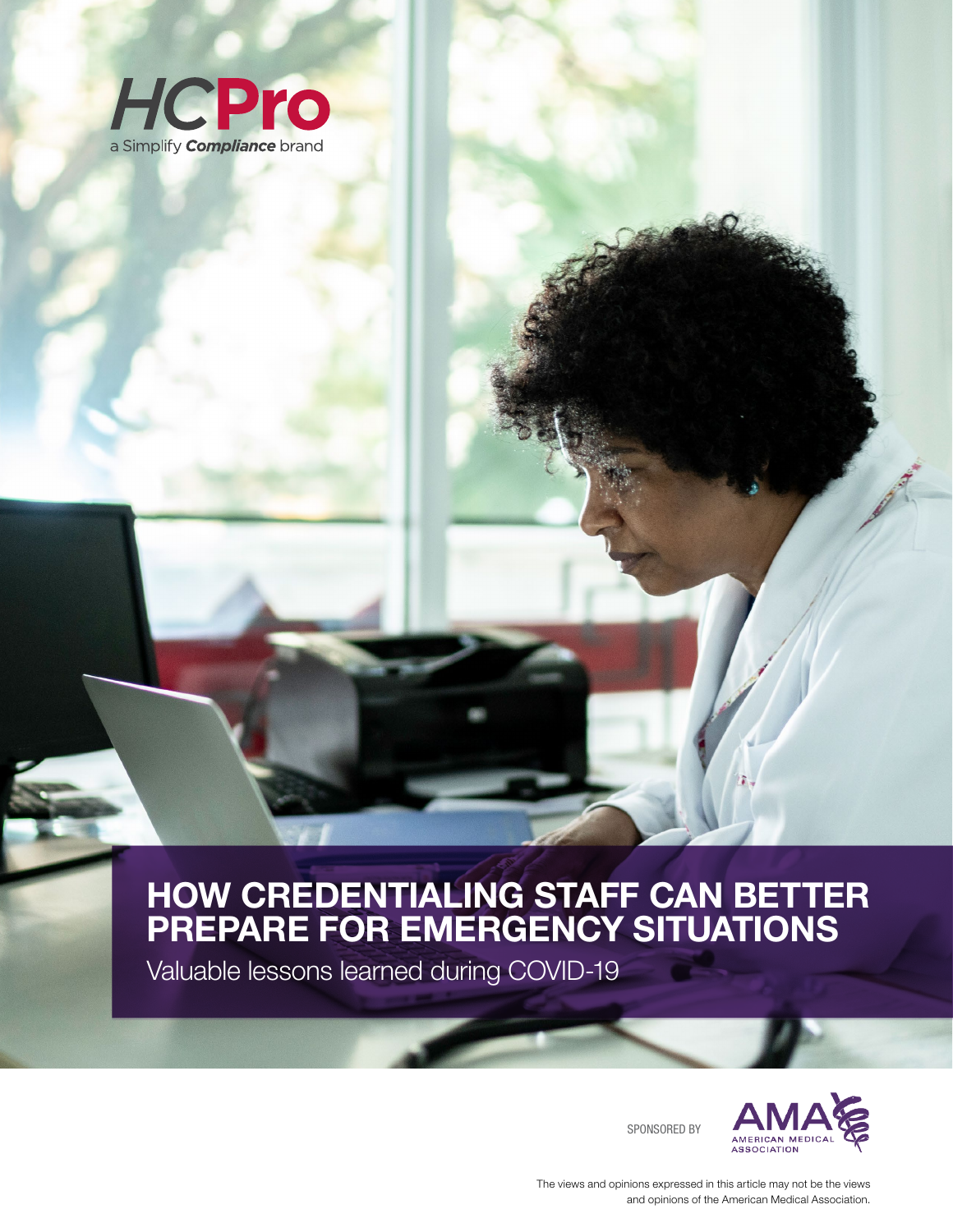HCPro

a Simplify *Compliance* brand

# HOW CREDENTIALING STAFF CAN BETTER PREPARE FOR EMERGENCY SITUATIONS

Valuable lessons learned during COVID-19

SPONSORED BY

AMA AMERICAN MEDICAL ASSOCIATION

The views and opinions expressed in this article may not be the views and opinions of the American Medical Association.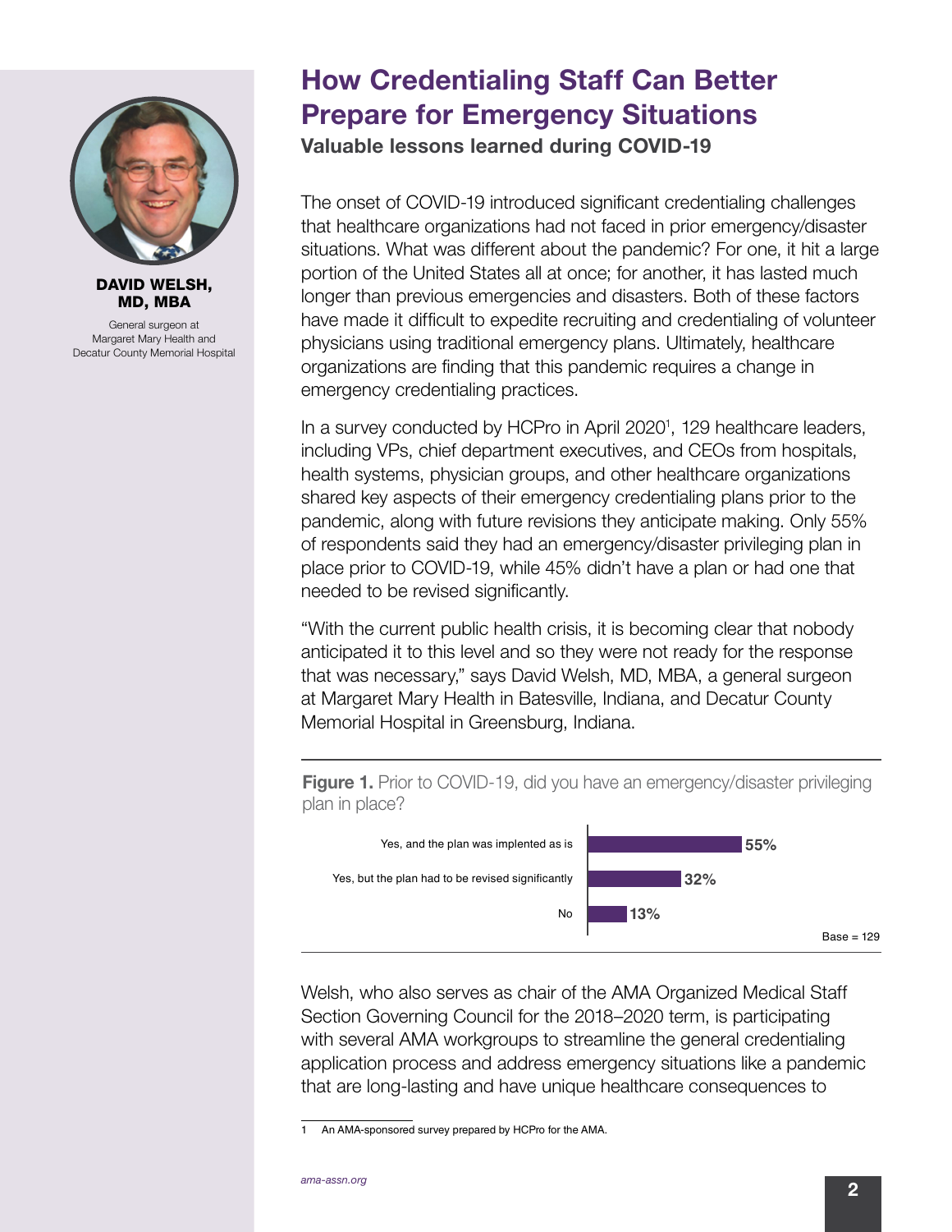**DAVID WELSH, MD, MBA**

General surgeon at Margaret Mary Health and Decatur County Memorial Hospital

# How Credentialing Staff Can Better Prepare for Emergency Situations

**Valuable lessons learned during COVID-19**

The onset of COVID-19 introduced significant credentialing challenges that healthcare organizations had not faced in prior emergency/disaster situations. What was different about the pandemic? For one, it hit a large portion of the United States all at once; for another, it has lasted much longer than previous emergencies and disasters. Both of these factors have made it difficult to expedite recruiting and credentialing of volunteer physicians using traditional emergency plans. Ultimately, healthcare organizations are finding that this pandemic requires a change in emergency credentialing practices.

In a survey conducted by HCPro in April 2020[1], 129 healthcare leaders, including VPs, chief department executives, and CEOs from hospitals, health systems, physician groups, and other healthcare organizations shared key aspects of their emergency credentialing plans prior to the pandemic, along with future revisions they anticipate making. Only 55% of respondents said they had an emergency/disaster privileging plan in place prior to COVID-19, while 45% didn't have a plan or had one that needed to be revised significantly.

"With the current public health crisis, it is becoming clear that nobody anticipated it to this level and so they were not ready for the response that was necessary," says David Welsh, MD, MBA, a general surgeon at Margaret Mary Health in Batesville, Indiana, and Decatur County Memorial Hospital in Greensburg, Indiana.

**Figure 1.** Prior to COVID-19, did you have an emergency/disaster privileging plan in place?

| Response | Percentage |
|---|---|
| Yes, and the plan was implented as is | 55% |
| Yes, but the plan had to be revised significantly | 32% |
| No | 13% |

Base = 129

Welsh, who also serves as chair of the AMA Organized Medical Staff Section Governing Council for the 2018–2020 term, is participating with several AMA workgroups to streamline the general credentialing application process and address emergency situations like a pandemic that are long-lasting and have unique healthcare consequences to

1 An AMA-sponsored survey prepared by HCPro for the AMA.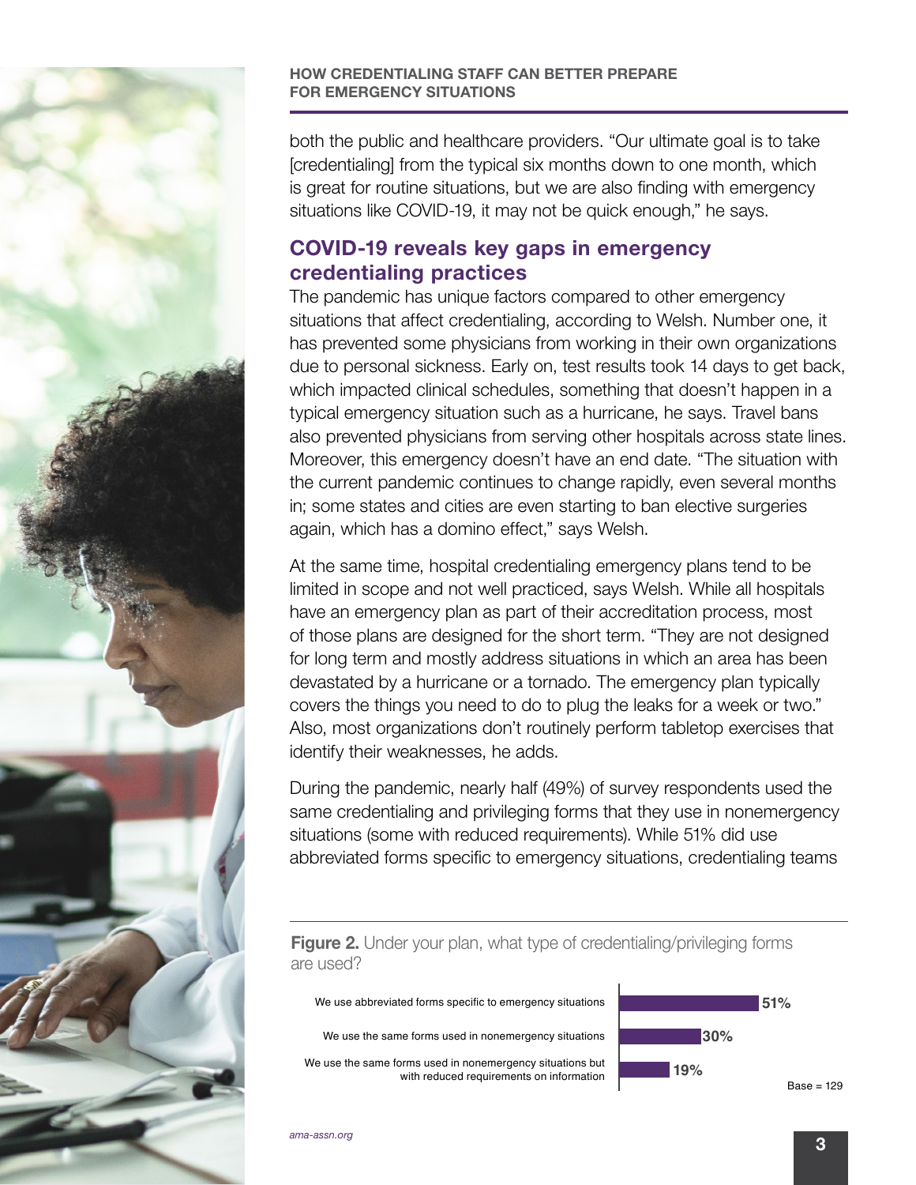both the public and healthcare providers. "Our ultimate goal is to take [credentialing] from the typical six months down to one month, which is great for routine situations, but we are also finding with emergency situations like COVID-19, it may not be quick enough," he says.

## COVID-19 reveals key gaps in emergency credentialing practices

The pandemic has unique factors compared to other emergency situations that affect credentialing, according to Welsh. Number one, it has prevented some physicians from working in their own organizations due to personal sickness. Early on, test results took 14 days to get back, which impacted clinical schedules, something that doesn't happen in a typical emergency situation such as a hurricane, he says. Travel bans also prevented physicians from serving other hospitals across state lines. Moreover, this emergency doesn't have an end date. "The situation with the current pandemic continues to change rapidly, even several months in; some states and cities are even starting to ban elective surgeries again, which has a domino effect," says Welsh.

At the same time, hospital credentialing emergency plans tend to be limited in scope and not well practiced, says Welsh. While all hospitals have an emergency plan as part of their accreditation process, most of those plans are designed for the short term. "They are not designed for long term and mostly address situations in which an area has been devastated by a hurricane or a tornado. The emergency plan typically covers the things you need to do to plug the leaks for a week or two." Also, most organizations don't routinely perform tabletop exercises that identify their weaknesses, he adds.

During the pandemic, nearly half (49%) of survey respondents used the same credentialing and privileging forms that they use in nonemergency situations (some with reduced requirements). While 51% did use abbreviated forms specific to emergency situations, credentialing teams

**Figure 2.** Under your plan, what type of credentialing/privileging forms are used?

| Response | Percent |
| --- | --- |
| We use abbreviated forms specific to emergency situations | 51% |
| We use the same forms used in nonemergency situations | 30% |
| We use the same forms used in nonemergency situations but with reduced requirements on information | 19% |

Base = 129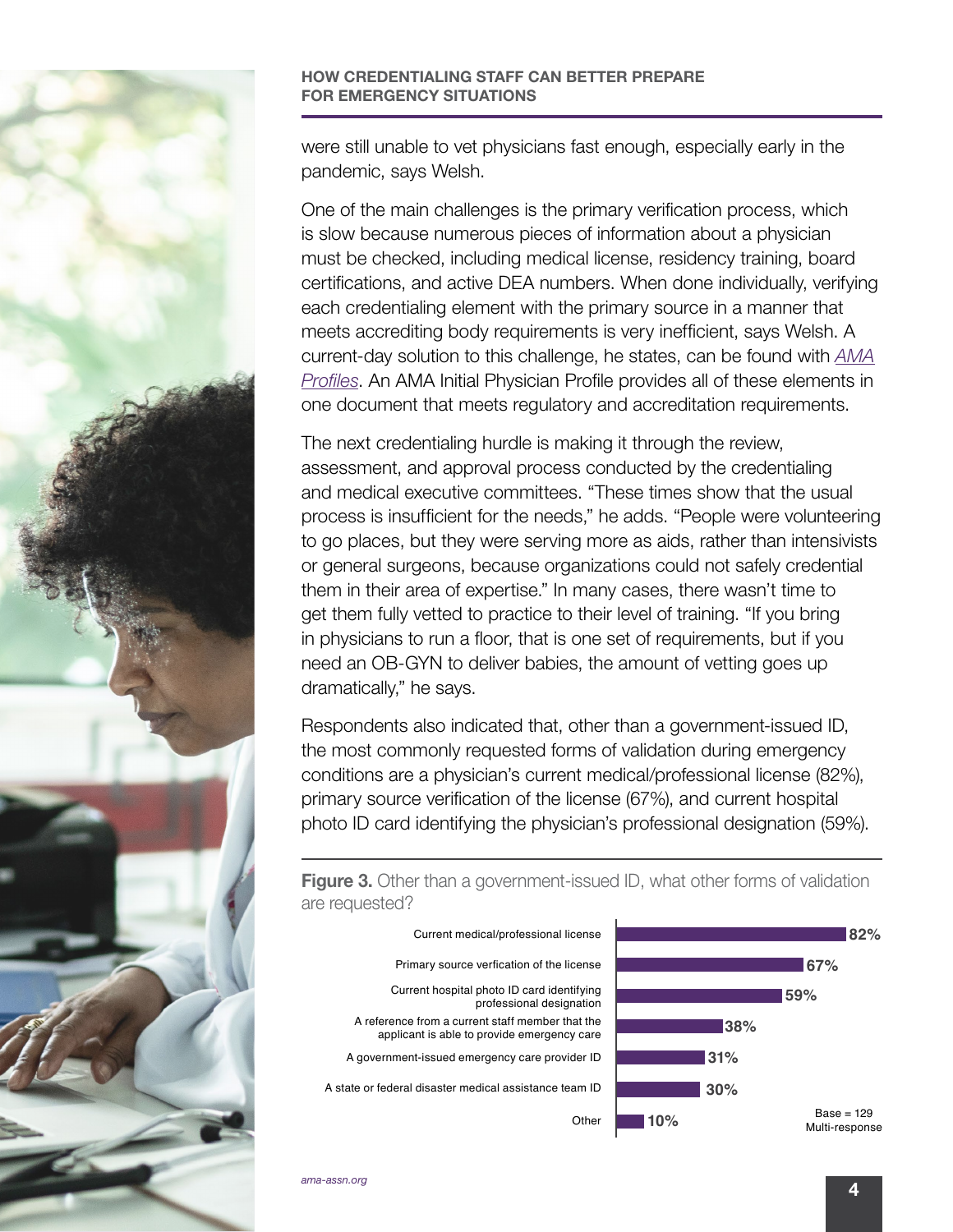were still unable to vet physicians fast enough, especially early in the pandemic, says Welsh.

One of the main challenges is the primary verification process, which is slow because numerous pieces of information about a physician must be checked, including medical license, residency training, board certifications, and active DEA numbers. When done individually, verifying each credentialing element with the primary source in a manner that meets accrediting body requirements is very inefficient, says Welsh. A current-day solution to this challenge, he states, can be found with *AMA Profiles*. An AMA Initial Physician Profile provides all of these elements in one document that meets regulatory and accreditation requirements.

The next credentialing hurdle is making it through the review, assessment, and approval process conducted by the credentialing and medical executive committees. "These times show that the usual process is insufficient for the needs," he adds. "People were volunteering to go places, but they were serving more as aids, rather than intensivists or general surgeons, because organizations could not safely credential them in their area of expertise." In many cases, there wasn't time to get them fully vetted to practice to their level of training. "If you bring in physicians to run a floor, that is one set of requirements, but if you need an OB-GYN to deliver babies, the amount of vetting goes up dramatically," he says.

Respondents also indicated that, other than a government-issued ID, the most commonly requested forms of validation during emergency conditions are a physician's current medical/professional license (82%), primary source verification of the license (67%), and current hospital photo ID card identifying the physician's professional designation (59%).

**Figure 3.** Other than a government-issued ID, what other forms of validation are requested?

| Form of validation | Percentage |
|---|---|
| Current medical/professional license | 82% |
| Primary source verfication of the license | 67% |
| Current hospital photo ID card identifying professional designation | 59% |
| A reference from a current staff member that the applicant is able to provide emergency care | 38% |
| A government-issued emergency care provider ID | 31% |
| A state or federal disaster medical assistance team ID | 30% |
| Other | 10% |

Base = 129
Multi-response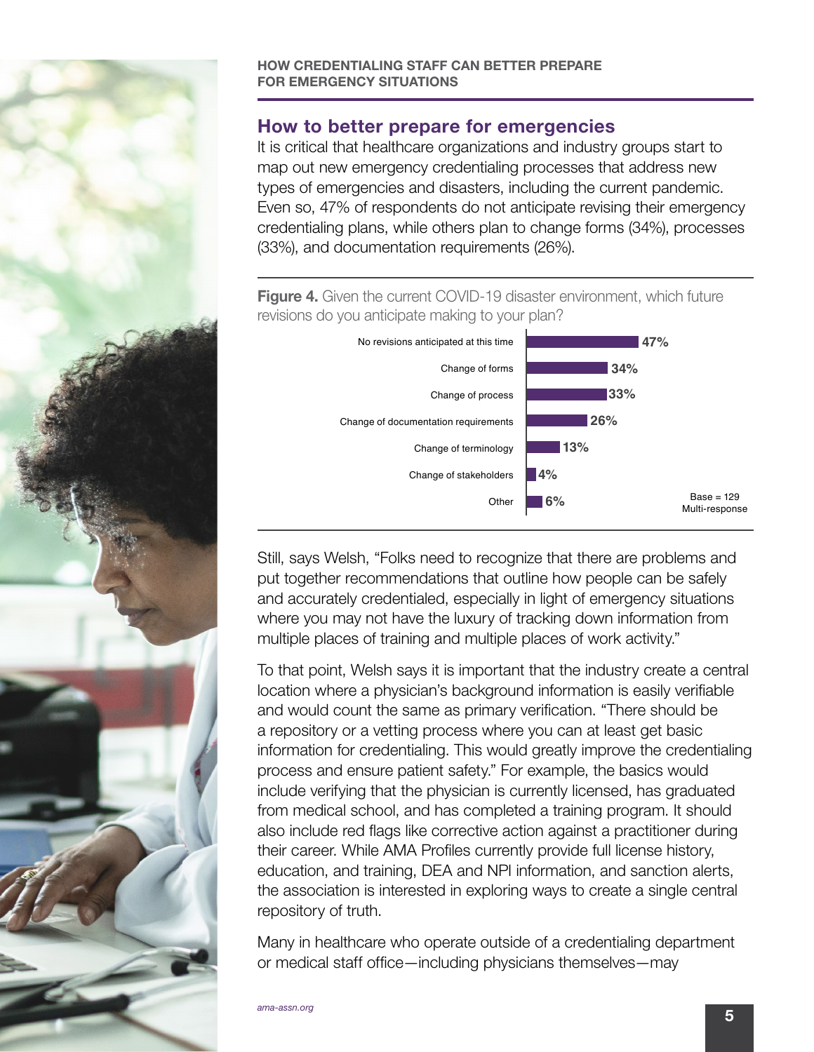## How to better prepare for emergencies

It is critical that healthcare organizations and industry groups start to map out new emergency credentialing processes that address new types of emergencies and disasters, including the current pandemic. Even so, 47% of respondents do not anticipate revising their emergency credentialing plans, while others plan to change forms (34%), processes (33%), and documentation requirements (26%).

**Figure 4.** Given the current COVID-19 disaster environment, which future revisions do you anticipate making to your plan?

| Revision | Percentage |
|---|---|
| No revisions anticipated at this time | 47% |
| Change of forms | 34% |
| Change of process | 33% |
| Change of documentation requirements | 26% |
| Change of terminology | 13% |
| Change of stakeholders | 4% |
| Other | 6% |

Base = 129
Multi-response

Still, says Welsh, "Folks need to recognize that there are problems and put together recommendations that outline how people can be safely and accurately credentialed, especially in light of emergency situations where you may not have the luxury of tracking down information from multiple places of training and multiple places of work activity."

To that point, Welsh says it is important that the industry create a central location where a physician's background information is easily verifiable and would count the same as primary verification. "There should be a repository or a vetting process where you can at least get basic information for credentialing. This would greatly improve the credentialing process and ensure patient safety." For example, the basics would include verifying that the physician is currently licensed, has graduated from medical school, and has completed a training program. It should also include red flags like corrective action against a practitioner during their career. While AMA Profiles currently provide full license history, education, and training, DEA and NPI information, and sanction alerts, the association is interested in exploring ways to create a single central repository of truth.

Many in healthcare who operate outside of a credentialing department or medical staff office—including physicians themselves—may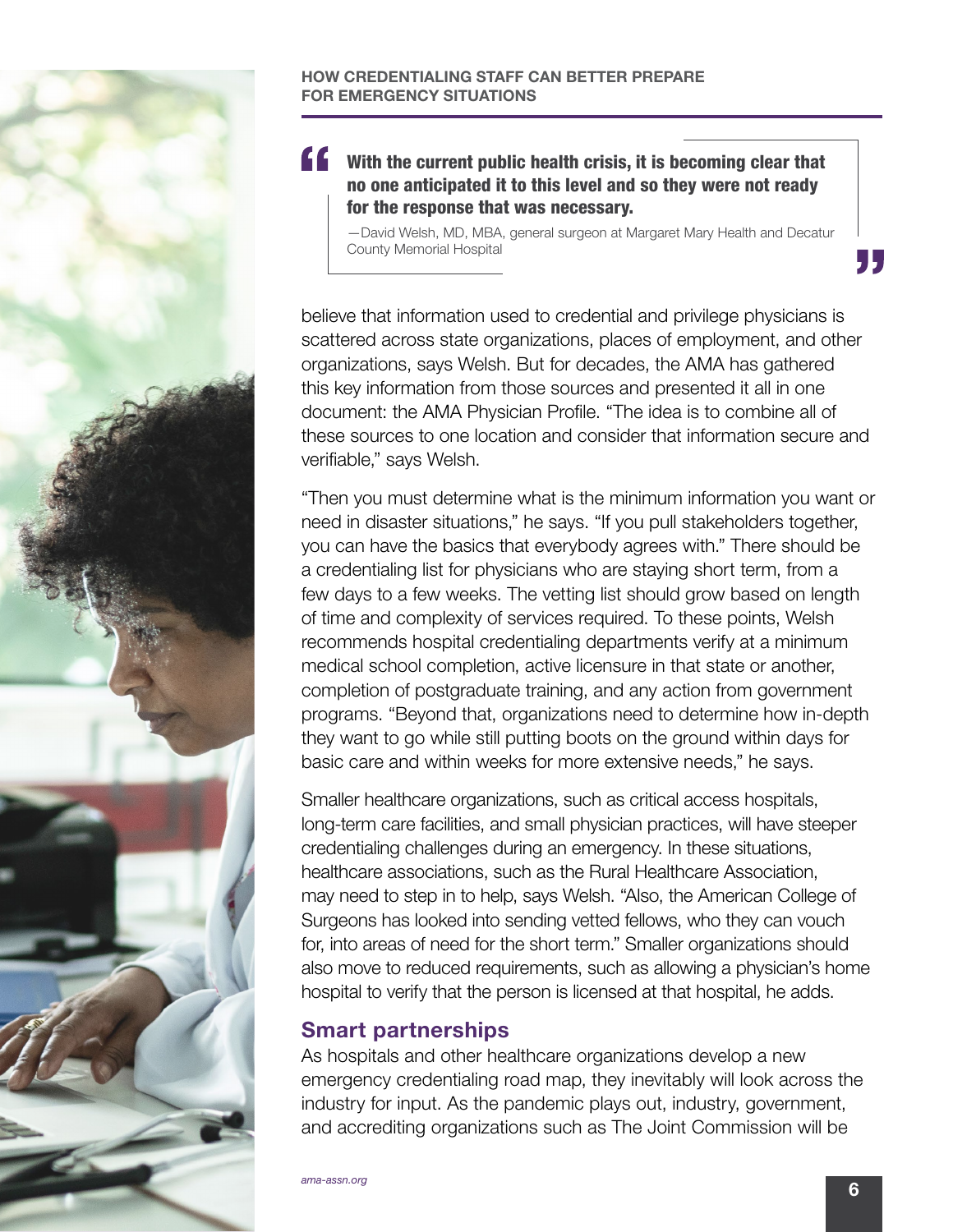> **With the current public health crisis, it is becoming clear that no one anticipated it to this level and so they were not ready for the response that was necessary.**
>
> —David Welsh, MD, MBA, general surgeon at Margaret Mary Health and Decatur County Memorial Hospital

believe that information used to credential and privilege physicians is scattered across state organizations, places of employment, and other organizations, says Welsh. But for decades, the AMA has gathered this key information from those sources and presented it all in one document: the AMA Physician Profile. "The idea is to combine all of these sources to one location and consider that information secure and verifiable," says Welsh.

"Then you must determine what is the minimum information you want or need in disaster situations," he says. "If you pull stakeholders together, you can have the basics that everybody agrees with." There should be a credentialing list for physicians who are staying short term, from a few days to a few weeks. The vetting list should grow based on length of time and complexity of services required. To these points, Welsh recommends hospital credentialing departments verify at a minimum medical school completion, active licensure in that state or another, completion of postgraduate training, and any action from government programs. "Beyond that, organizations need to determine how in-depth they want to go while still putting boots on the ground within days for basic care and within weeks for more extensive needs," he says.

Smaller healthcare organizations, such as critical access hospitals, long-term care facilities, and small physician practices, will have steeper credentialing challenges during an emergency. In these situations, healthcare associations, such as the Rural Healthcare Association, may need to step in to help, says Welsh. "Also, the American College of Surgeons has looked into sending vetted fellows, who they can vouch for, into areas of need for the short term." Smaller organizations should also move to reduced requirements, such as allowing a physician's home hospital to verify that the person is licensed at that hospital, he adds.

## Smart partnerships

As hospitals and other healthcare organizations develop a new emergency credentialing road map, they inevitably will look across the industry for input. As the pandemic plays out, industry, government, and accrediting organizations such as The Joint Commission will be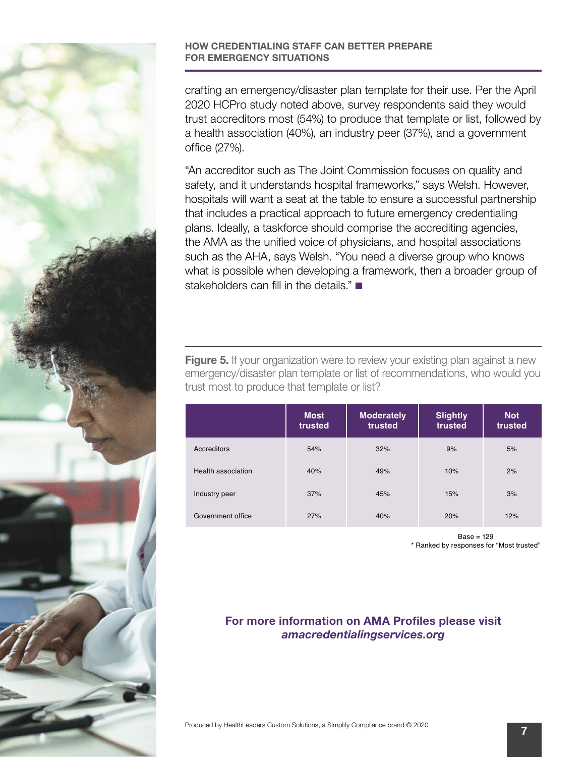crafting an emergency/disaster plan template for their use. Per the April 2020 HCPro study noted above, survey respondents said they would trust accreditors most (54%) to produce that template or list, followed by a health association (40%), an industry peer (37%), and a government office (27%).

"An accreditor such as The Joint Commission focuses on quality and safety, and it understands hospital frameworks," says Welsh. However, hospitals will want a seat at the table to ensure a successful partnership that includes a practical approach to future emergency credentialing plans. Ideally, a taskforce should comprise the accrediting agencies, the AMA as the unified voice of physicians, and hospital associations such as the AHA, says Welsh. "You need a diverse group who knows what is possible when developing a framework, then a broader group of stakeholders can fill in the details." ■

**Figure 5.** If your organization were to review your existing plan against a new emergency/disaster plan template or list of recommendations, who would you trust most to produce that template or list?

| | Most trusted | Moderately trusted | Slightly trusted | Not trusted |
|---|---|---|---|---|
| Accreditors | 54% | 32% | 9% | 5% |
| Health association | 40% | 49% | 10% | 2% |
| Industry peer | 37% | 45% | 15% | 3% |
| Government office | 27% | 40% | 20% | 12% |

Base = 129

\* Ranked by responses for "Most trusted"

**For more information on AMA Profiles please visit *amacredentialingservices.org***

Produced by HealthLeaders Custom Solutions, a Simplify Compliance brand © 2020